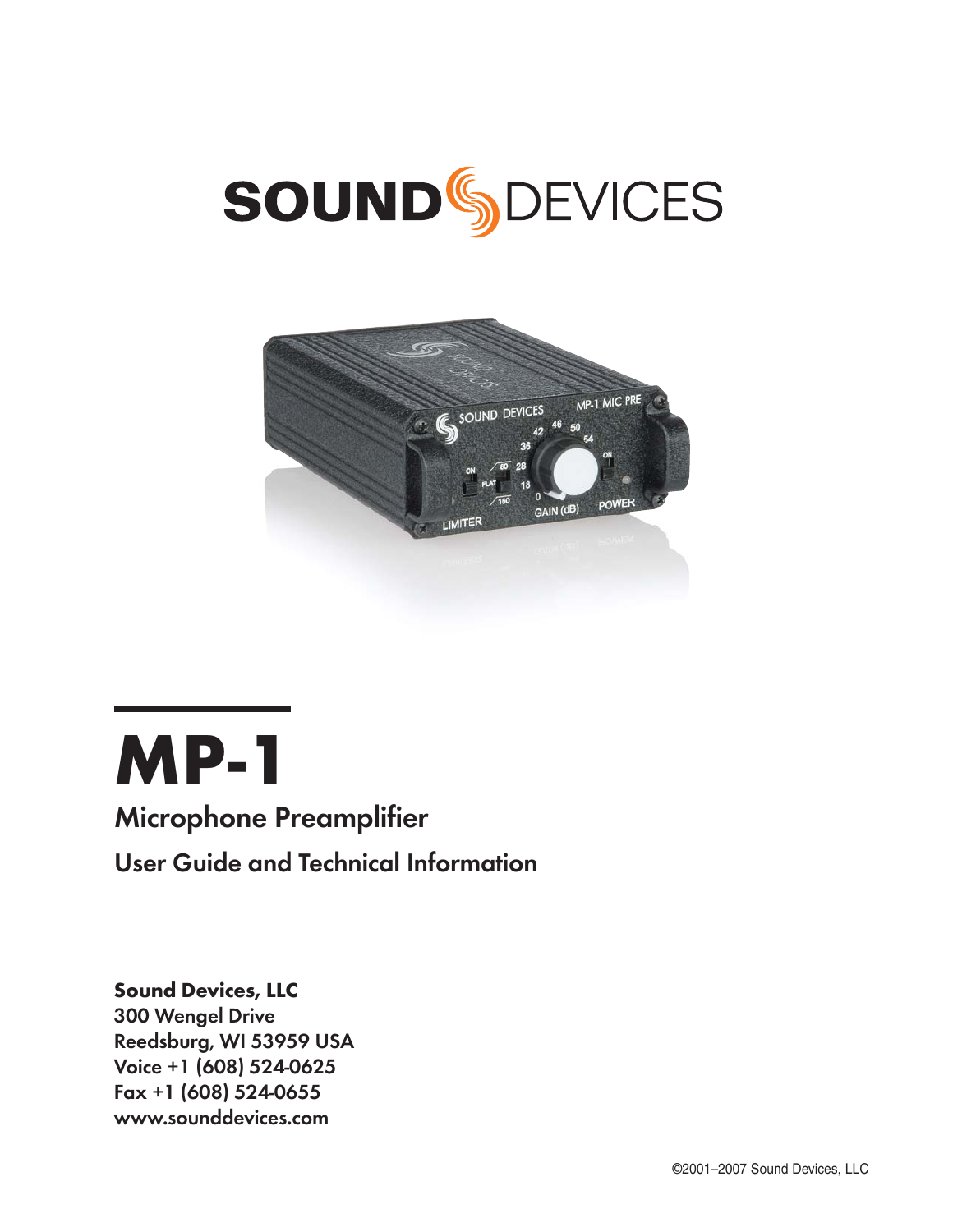SOUND DEVICES

# MP-1

## Microphone Preamplifier

### User Guide and Technical Information

**Sound Devices, LLC**
300 Wengel Drive
Reedsburg, WI 53959 USA
Voice +1 (608) 524-0625
Fax +1 (608) 524-0655
www.sounddevices.com

©2001–2007 Sound Devices, LLC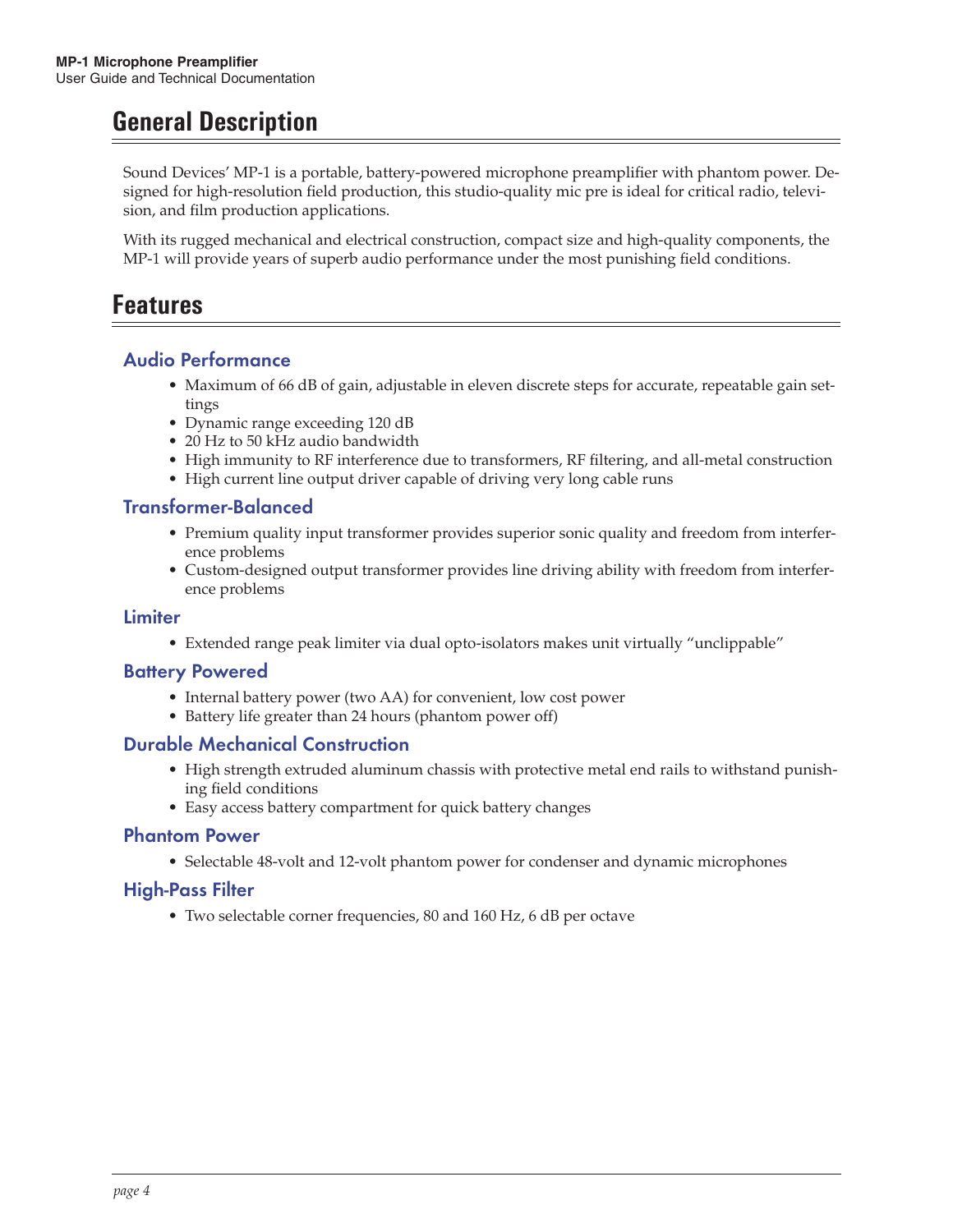# General Description

Sound Devices' MP-1 is a portable, battery-powered microphone preamplifier with phantom power. Designed for high-resolution field production, this studio-quality mic pre is ideal for critical radio, television, and film production applications.

With its rugged mechanical and electrical construction, compact size and high-quality components, the MP-1 will provide years of superb audio performance under the most punishing field conditions.

# Features

## Audio Performance

- Maximum of 66 dB of gain, adjustable in eleven discrete steps for accurate, repeatable gain settings
- Dynamic range exceeding 120 dB
- 20 Hz to 50 kHz audio bandwidth
- High immunity to RF interference due to transformers, RF filtering, and all-metal construction
- High current line output driver capable of driving very long cable runs

## Transformer-Balanced

- Premium quality input transformer provides superior sonic quality and freedom from interference problems
- Custom-designed output transformer provides line driving ability with freedom from interference problems

## Limiter

- Extended range peak limiter via dual opto-isolators makes unit virtually "unclippable"

## Battery Powered

- Internal battery power (two AA) for convenient, low cost power
- Battery life greater than 24 hours (phantom power off)

## Durable Mechanical Construction

- High strength extruded aluminum chassis with protective metal end rails to withstand punishing field conditions
- Easy access battery compartment for quick battery changes

## Phantom Power

- Selectable 48-volt and 12-volt phantom power for condenser and dynamic microphones

## High-Pass Filter

- Two selectable corner frequencies, 80 and 160 Hz, 6 dB per octave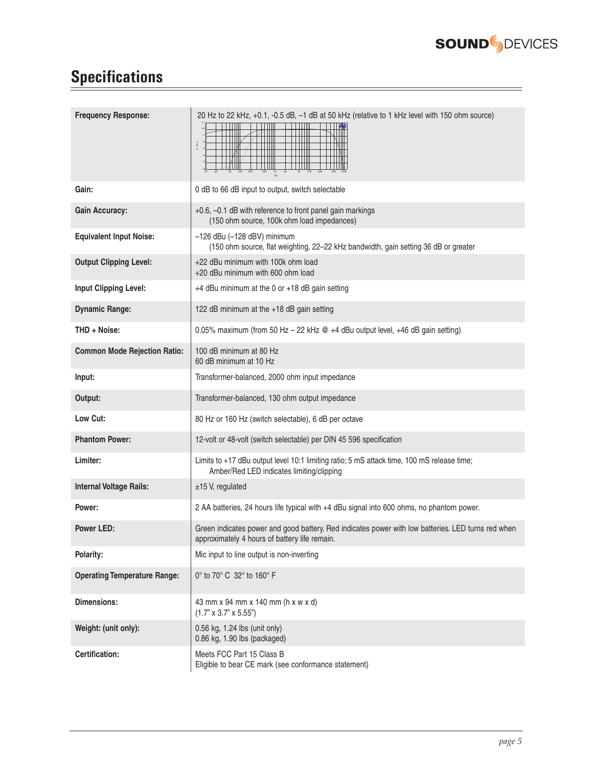# Specifications

| | |
|---|---|
| **Frequency Response:** | 20 Hz to 22 kHz, +0.1, -0.5 dB, –1 dB at 50 kHz (relative to 1 kHz level with 150 ohm source) |
| **Gain:** | 0 dB to 66 dB input to output, switch selectable |
| **Gain Accuracy:** | +0.6, –0.1 dB with reference to front panel gain markings (150 ohm source, 100k ohm load impedances) |
| **Equivalent Input Noise:** | –126 dBu (–128 dBV) minimum (150 ohm source, flat weighting, 22–22 kHz bandwidth, gain setting 36 dB or greater |
| **Output Clipping Level:** | +22 dBu minimum with 100k ohm load<br>+20 dBu minimum with 600 ohm load |
| **Input Clipping Level:** | +4 dBu minimum at the 0 or +18 dB gain setting |
| **Dynamic Range:** | 122 dB minimum at the +18 dB gain setting |
| **THD + Noise:** | 0.05% maximum (from 50 Hz – 22 kHz @ +4 dBu output level, +46 dB gain setting) |
| **Common Mode Rejection Ratio:** | 100 dB minimum at 80 Hz<br>60 dB minimum at 10 Hz |
| **Input:** | Transformer-balanced, 2000 ohm input impedance |
| **Output:** | Transformer-balanced, 130 ohm output impedance |
| **Low Cut:** | 80 Hz or 160 Hz (switch selectable), 6 dB per octave |
| **Phantom Power:** | 12-volt or 48-volt (switch selectable) per DIN 45 596 specification |
| **Limiter:** | Limits to +17 dBu output level 10:1 limiting ratio; 5 mS attack time, 100 mS release time; Amber/Red LED indicates limiting/clipping |
| **Internal Voltage Rails:** | ±15 V, regulated |
| **Power:** | 2 AA batteries, 24 hours life typical with +4 dBu signal into 600 ohms, no phantom power. |
| **Power LED:** | Green indicates power and good battery. Red indicates power with low batteries. LED turns red when approximately 4 hours of battery life remain. |
| **Polarity:** | Mic input to line output is non-inverting |
| **Operating Temperature Range:** | 0° to 70° C 32° to 160° F |
| **Dimensions:** | 43 mm x 94 mm x 140 mm (h x w x d)<br>(1.7" x 3.7" x 5.55") |
| **Weight: (unit only):** | 0.56 kg, 1.24 lbs (unit only)<br>0.86 kg, 1.90 lbs (packaged) |
| **Certification:** | Meets FCC Part 15 Class B<br>Eligible to bear CE mark (see conformance statement) |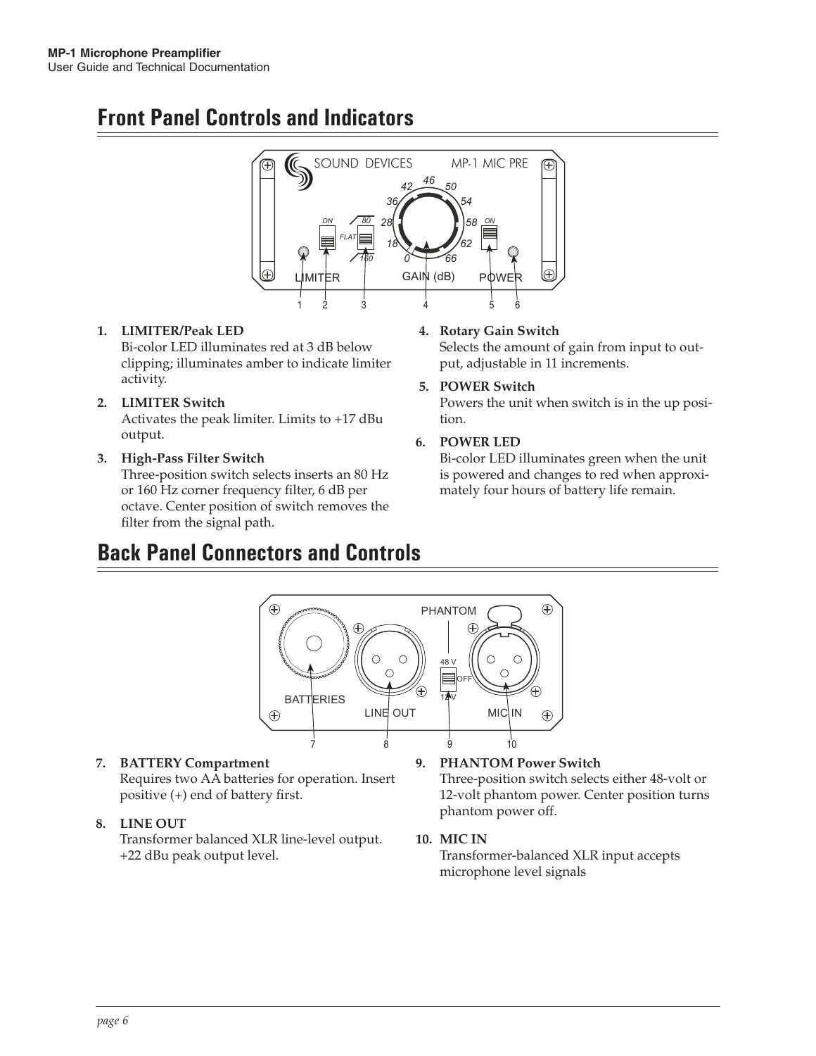## Front Panel Controls and Indicators

1. **LIMITER/Peak LED**
   Bi-color LED illuminates red at 3 dB below clipping; illuminates amber to indicate limiter activity.

2. **LIMITER Switch**
   Activates the peak limiter. Limits to +17 dBu output.

3. **High-Pass Filter Switch**
   Three-position switch selects inserts an 80 Hz or 160 Hz corner frequency filter, 6 dB per octave. Center position of switch removes the filter from the signal path.

4. **Rotary Gain Switch**
   Selects the amount of gain from input to output, adjustable in 11 increments.

5. **POWER Switch**
   Powers the unit when switch is in the up position.

6. **POWER LED**
   Bi-color LED illuminates green when the unit is powered and changes to red when approximately four hours of battery life remain.

## Back Panel Connectors and Controls

7. **BATTERY Compartment**
   Requires two AA batteries for operation. Insert positive (+) end of battery first.

8. **LINE OUT**
   Transformer balanced XLR line-level output. +22 dBu peak output level.

9. **PHANTOM Power Switch**
   Three-position switch selects either 48-volt or 12-volt phantom power. Center position turns phantom power off.

10. **MIC IN**
    Transformer-balanced XLR input accepts microphone level signals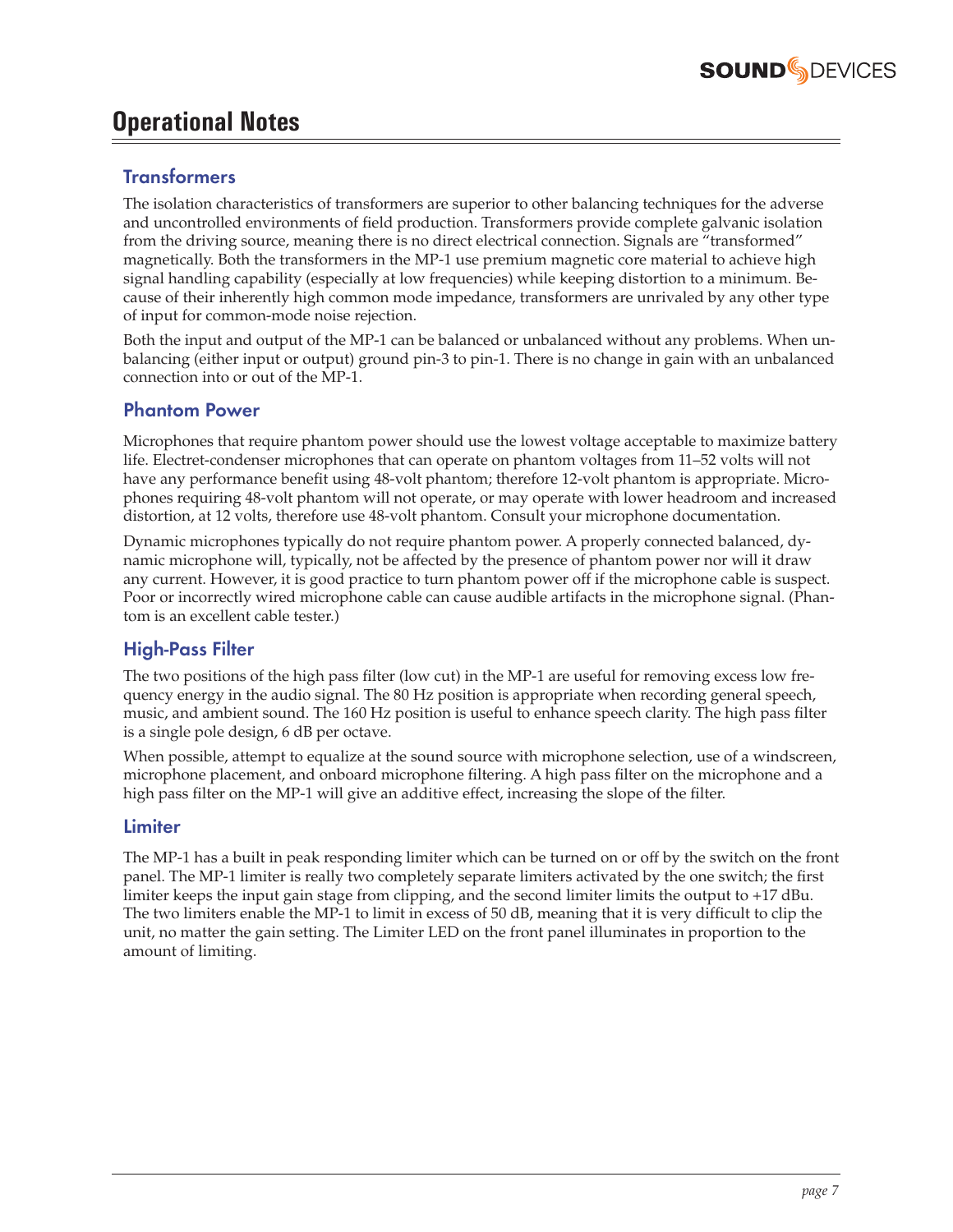# Operational Notes

## Transformers

The isolation characteristics of transformers are superior to other balancing techniques for the adverse and uncontrolled environments of field production. Transformers provide complete galvanic isolation from the driving source, meaning there is no direct electrical connection. Signals are "transformed" magnetically. Both the transformers in the MP-1 use premium magnetic core material to achieve high signal handling capability (especially at low frequencies) while keeping distortion to a minimum. Because of their inherently high common mode impedance, transformers are unrivaled by any other type of input for common-mode noise rejection.

Both the input and output of the MP-1 can be balanced or unbalanced without any problems. When unbalancing (either input or output) ground pin-3 to pin-1. There is no change in gain with an unbalanced connection into or out of the MP-1.

## Phantom Power

Microphones that require phantom power should use the lowest voltage acceptable to maximize battery life. Electret-condenser microphones that can operate on phantom voltages from 11–52 volts will not have any performance benefit using 48-volt phantom; therefore 12-volt phantom is appropriate. Microphones requiring 48-volt phantom will not operate, or may operate with lower headroom and increased distortion, at 12 volts, therefore use 48-volt phantom. Consult your microphone documentation.

Dynamic microphones typically do not require phantom power. A properly connected balanced, dynamic microphone will, typically, not be affected by the presence of phantom power nor will it draw any current. However, it is good practice to turn phantom power off if the microphone cable is suspect. Poor or incorrectly wired microphone cable can cause audible artifacts in the microphone signal. (Phantom is an excellent cable tester.)

## High-Pass Filter

The two positions of the high pass filter (low cut) in the MP-1 are useful for removing excess low frequency energy in the audio signal. The 80 Hz position is appropriate when recording general speech, music, and ambient sound. The 160 Hz position is useful to enhance speech clarity. The high pass filter is a single pole design, 6 dB per octave.

When possible, attempt to equalize at the sound source with microphone selection, use of a windscreen, microphone placement, and onboard microphone filtering. A high pass filter on the microphone and a high pass filter on the MP-1 will give an additive effect, increasing the slope of the filter.

## Limiter

The MP-1 has a built in peak responding limiter which can be turned on or off by the switch on the front panel. The MP-1 limiter is really two completely separate limiters activated by the one switch; the first limiter keeps the input gain stage from clipping, and the second limiter limits the output to +17 dBu. The two limiters enable the MP-1 to limit in excess of 50 dB, meaning that it is very difficult to clip the unit, no matter the gain setting. The Limiter LED on the front panel illuminates in proportion to the amount of limiting.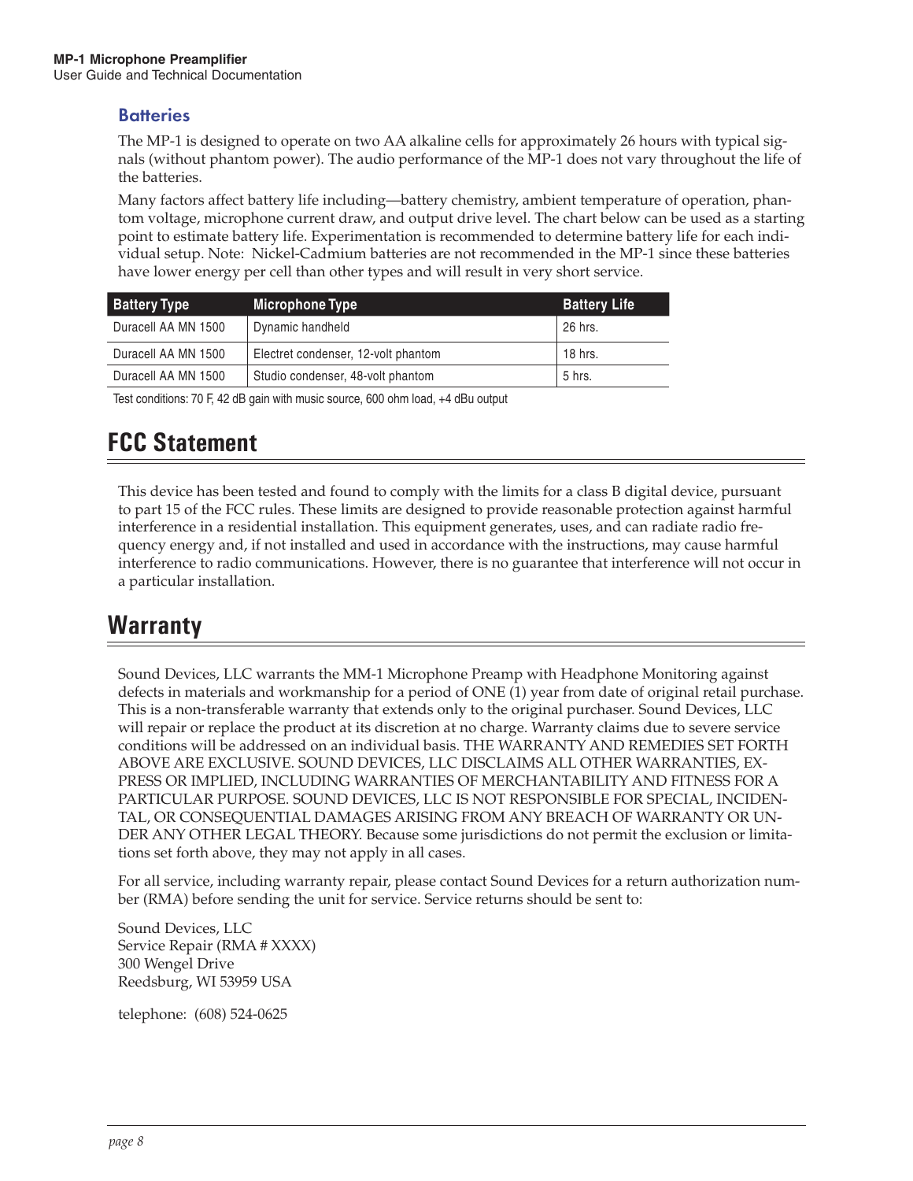### Batteries

The MP-1 is designed to operate on two AA alkaline cells for approximately 26 hours with typical signals (without phantom power). The audio performance of the MP-1 does not vary throughout the life of the batteries.

Many factors affect battery life including—battery chemistry, ambient temperature of operation, phantom voltage, microphone current draw, and output drive level. The chart below can be used as a starting point to estimate battery life. Experimentation is recommended to determine battery life for each individual setup. Note: Nickel-Cadmium batteries are not recommended in the MP-1 since these batteries have lower energy per cell than other types and will result in very short service.

| Battery Type | Microphone Type | Battery Life |
|---|---|---|
| Duracell AA MN 1500 | Dynamic handheld | 26 hrs. |
| Duracell AA MN 1500 | Electret condenser, 12-volt phantom | 18 hrs. |
| Duracell AA MN 1500 | Studio condenser, 48-volt phantom | 5 hrs. |

Test conditions: 70 F, 42 dB gain with music source, 600 ohm load, +4 dBu output

## FCC Statement

This device has been tested and found to comply with the limits for a class B digital device, pursuant to part 15 of the FCC rules. These limits are designed to provide reasonable protection against harmful interference in a residential installation. This equipment generates, uses, and can radiate radio frequency energy and, if not installed and used in accordance with the instructions, may cause harmful interference to radio communications. However, there is no guarantee that interference will not occur in a particular installation.

## Warranty

Sound Devices, LLC warrants the MM-1 Microphone Preamp with Headphone Monitoring against defects in materials and workmanship for a period of ONE (1) year from date of original retail purchase. This is a non-transferable warranty that extends only to the original purchaser. Sound Devices, LLC will repair or replace the product at its discretion at no charge. Warranty claims due to severe service conditions will be addressed on an individual basis. THE WARRANTY AND REMEDIES SET FORTH ABOVE ARE EXCLUSIVE. SOUND DEVICES, LLC DISCLAIMS ALL OTHER WARRANTIES, EXPRESS OR IMPLIED, INCLUDING WARRANTIES OF MERCHANTABILITY AND FITNESS FOR A PARTICULAR PURPOSE. SOUND DEVICES, LLC IS NOT RESPONSIBLE FOR SPECIAL, INCIDENTAL, OR CONSEQUENTIAL DAMAGES ARISING FROM ANY BREACH OF WARRANTY OR UNDER ANY OTHER LEGAL THEORY. Because some jurisdictions do not permit the exclusion or limitations set forth above, they may not apply in all cases.

For all service, including warranty repair, please contact Sound Devices for a return authorization number (RMA) before sending the unit for service. Service returns should be sent to:

Sound Devices, LLC
Service Repair (RMA # XXXX)
300 Wengel Drive
Reedsburg, WI 53959 USA

telephone: (608) 524-0625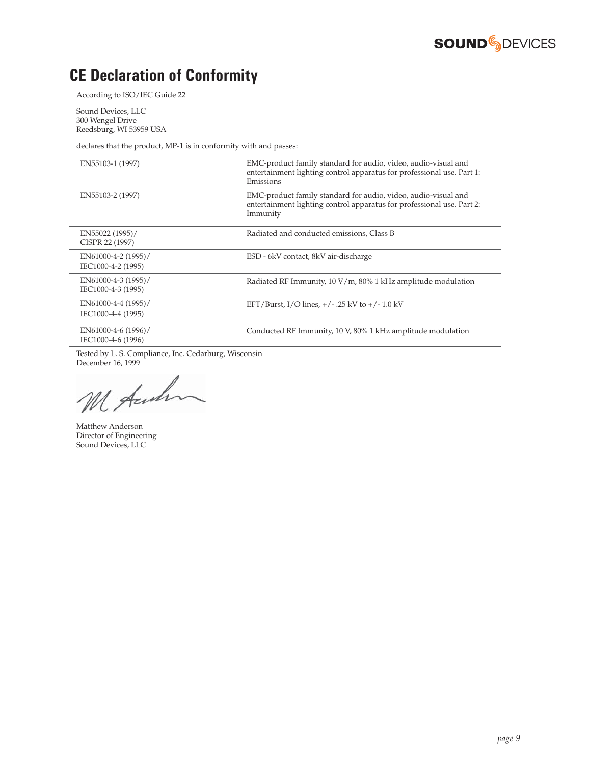# CE Declaration of Conformity

According to ISO/IEC Guide 22

Sound Devices, LLC
300 Wengel Drive
Reedsburg, WI 53959 USA

declares that the product, MP-1 is in conformity with and passes:

| Standard | Description |
|---|---|
| EN55103-1 (1997) | EMC-product family standard for audio, video, audio-visual and entertainment lighting control apparatus for professional use. Part 1: Emissions |
| EN55103-2 (1997) | EMC-product family standard for audio, video, audio-visual and entertainment lighting control apparatus for professional use. Part 2: Immunity |
| EN55022 (1995)/ CISPR 22 (1997) | Radiated and conducted emissions, Class B |
| EN61000-4-2 (1995)/ IEC1000-4-2 (1995) | ESD - 6kV contact, 8kV air-discharge |
| EN61000-4-3 (1995)/ IEC1000-4-3 (1995) | Radiated RF Immunity, 10 V/m, 80% 1 kHz amplitude modulation |
| EN61000-4-4 (1995)/ IEC1000-4-4 (1995) | EFT/Burst, I/O lines, +/- .25 kV to +/- 1.0 kV |
| EN61000-4-6 (1996)/ IEC1000-4-6 (1996) | Conducted RF Immunity, 10 V, 80% 1 kHz amplitude modulation |

Tested by L. S. Compliance, Inc. Cedarburg, Wisconsin
December 16, 1999

Matthew Anderson
Director of Engineering
Sound Devices, LLC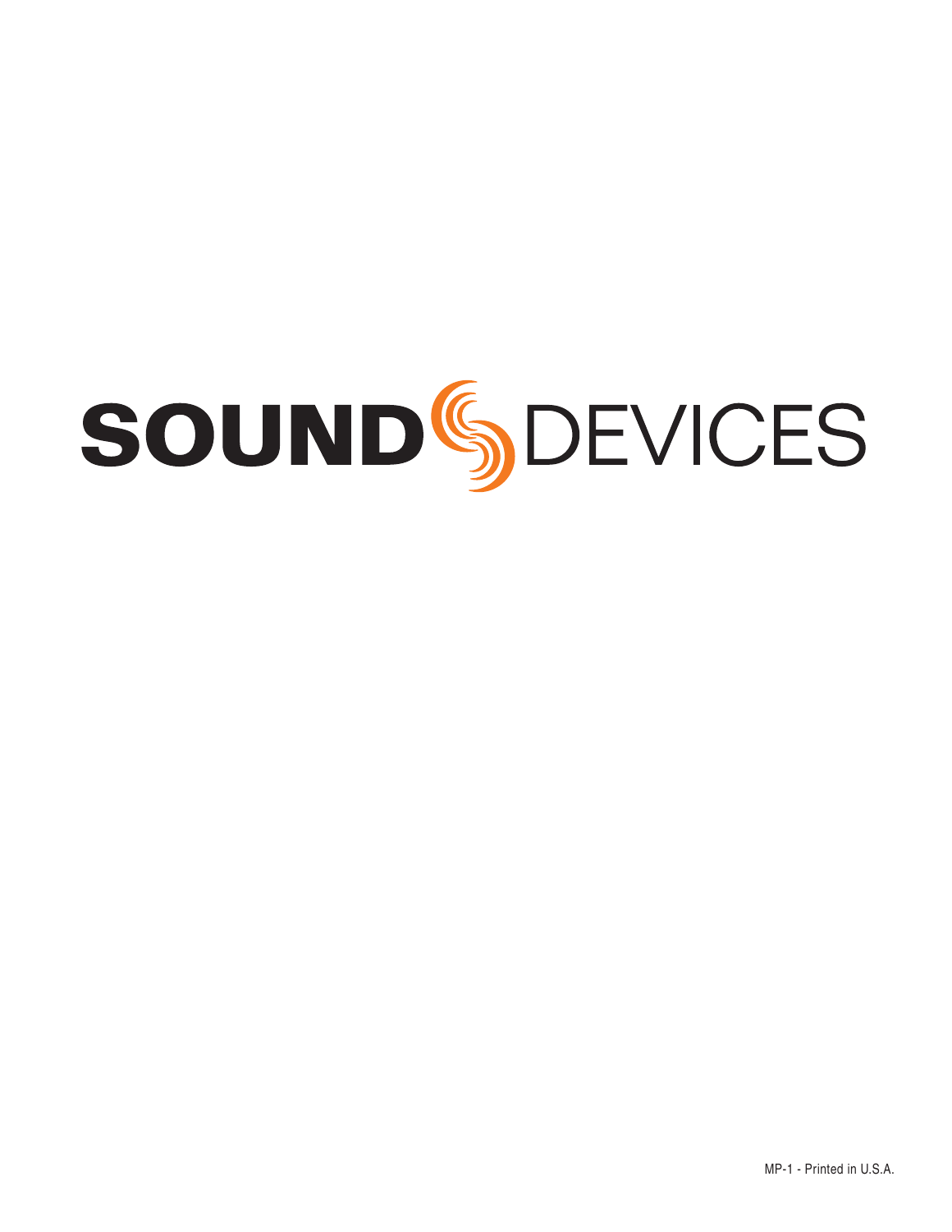SOUND DEVICES

MP-1 - Printed in U.S.A.